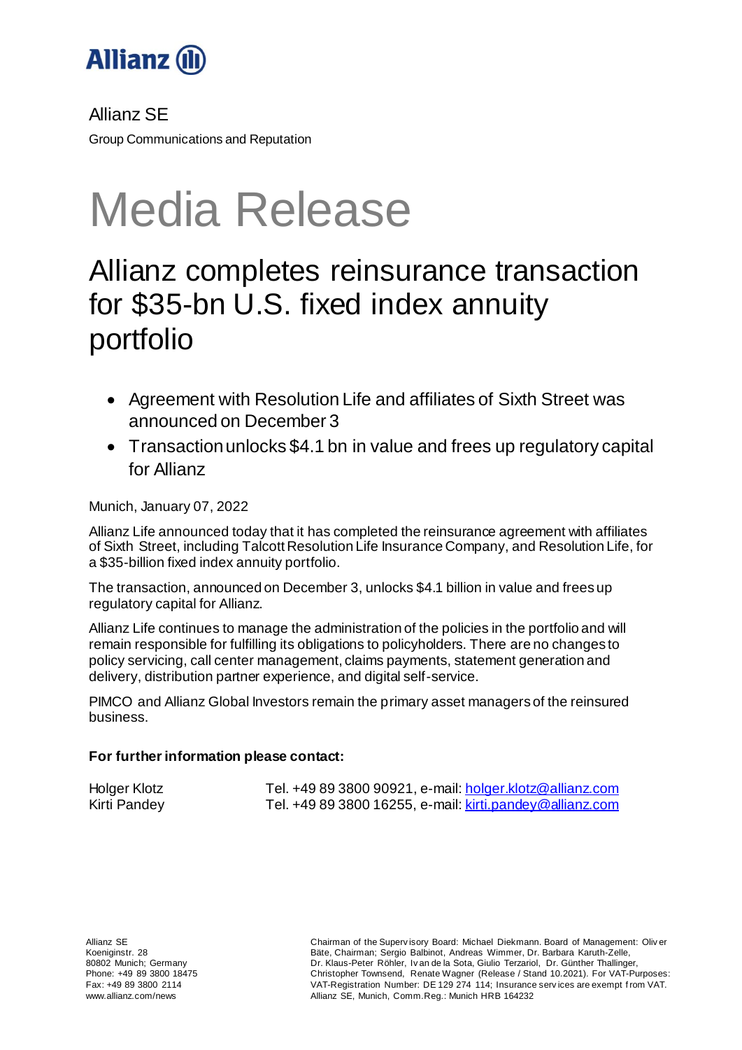Allianz SE

Group Communications and Reputation

# Media Release

## Allianz completes reinsurance transaction for $35-bn U.S. fixed index annuity portfolio

- Agreement with Resolution Life and affiliates of Sixth Street was announced on December 3
- Transaction unlocks $4.1 bn in value and frees up regulatory capital for Allianz

Munich, January 07, 2022

Allianz Life announced today that it has completed the reinsurance agreement with affiliates of Sixth Street, including Talcott Resolution Life Insurance Company, and Resolution Life, for a $35-billion fixed index annuity portfolio.

The transaction, announced on December 3, unlocks $4.1 billion in value and frees up regulatory capital for Allianz.

Allianz Life continues to manage the administration of the policies in the portfolio and will remain responsible for fulfilling its obligations to policyholders. There are no changes to policy servicing, call center management, claims payments, statement generation and delivery, distribution partner experience, and digital self-service.

PIMCO and Allianz Global Investors remain the primary asset managers of the reinsured business.

**For further information please contact:**

| | |
|---|---|
| Holger Klotz | Tel. +49 89 3800 90921, e-mail: holger.klotz@allianz.com |
| Kirti Pandey | Tel. +49 89 3800 16255, e-mail: kirti.pandey@allianz.com |

Allianz SE
Koeniginstr. 28
80802 Munich; Germany
Phone: +49 89 3800 18475
Fax: +49 89 3800 2114
www.allianz.com/news

Chairman of the Supervisory Board: Michael Diekmann. Board of Management: Oliver Bäte, Chairman; Sergio Balbinot, Andreas Wimmer, Dr. Barbara Karuth-Zelle, Dr. Klaus-Peter Röhler, Ivan de la Sota, Giulio Terzariol, Dr. Günther Thallinger, Christopher Townsend, Renate Wagner (Release / Stand 10.2021). For VAT-Purposes: VAT-Registration Number: DE 129 274 114; Insurance services are exempt from VAT. Allianz SE, Munich, Comm.Reg.: Munich HRB 164232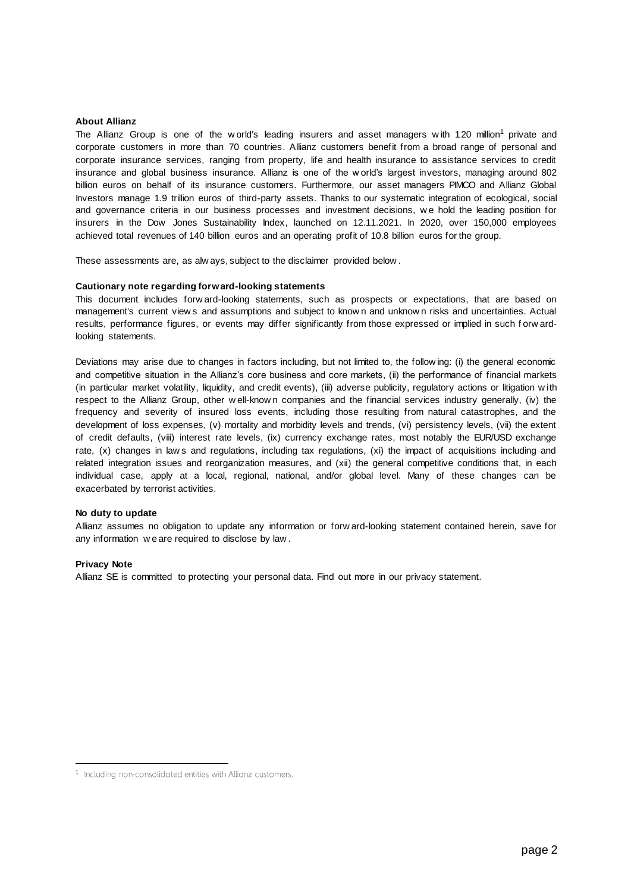**About Allianz**

The Allianz Group is one of the world's leading insurers and asset managers with 120 million[1] private and corporate customers in more than 70 countries. Allianz customers benefit from a broad range of personal and corporate insurance services, ranging from property, life and health insurance to assistance services to credit insurance and global business insurance. Allianz is one of the world's largest investors, managing around 802 billion euros on behalf of its insurance customers. Furthermore, our asset managers PIMCO and Allianz Global Investors manage 1.9 trillion euros of third-party assets. Thanks to our systematic integration of ecological, social and governance criteria in our business processes and investment decisions, we hold the leading position for insurers in the Dow Jones Sustainability Index, launched on 12.11.2021. In 2020, over 150,000 employees achieved total revenues of 140 billion euros and an operating profit of 10.8 billion euros for the group.

These assessments are, as always, subject to the disclaimer provided below.

**Cautionary note regarding forward-looking statements**

This document includes forward-looking statements, such as prospects or expectations, that are based on management's current views and assumptions and subject to known and unknown risks and uncertainties. Actual results, performance figures, or events may differ significantly from those expressed or implied in such forward-looking statements.

Deviations may arise due to changes in factors including, but not limited to, the following: (i) the general economic and competitive situation in the Allianz's core business and core markets, (ii) the performance of financial markets (in particular market volatility, liquidity, and credit events), (iii) adverse publicity, regulatory actions or litigation with respect to the Allianz Group, other well-known companies and the financial services industry generally, (iv) the frequency and severity of insured loss events, including those resulting from natural catastrophes, and the development of loss expenses, (v) mortality and morbidity levels and trends, (vi) persistency levels, (vii) the extent of credit defaults, (viii) interest rate levels, (ix) currency exchange rates, most notably the EUR/USD exchange rate, (x) changes in laws and regulations, including tax regulations, (xi) the impact of acquisitions including and related integration issues and reorganization measures, and (xii) the general competitive conditions that, in each individual case, apply at a local, regional, national, and/or global level. Many of these changes can be exacerbated by terrorist activities.

**No duty to update**

Allianz assumes no obligation to update any information or forward-looking statement contained herein, save for any information we are required to disclose by law.

**Privacy Note**

Allianz SE is committed to protecting your personal data. Find out more in our privacy statement.

---

[1] Including non-consolidated entities with Allianz customers.